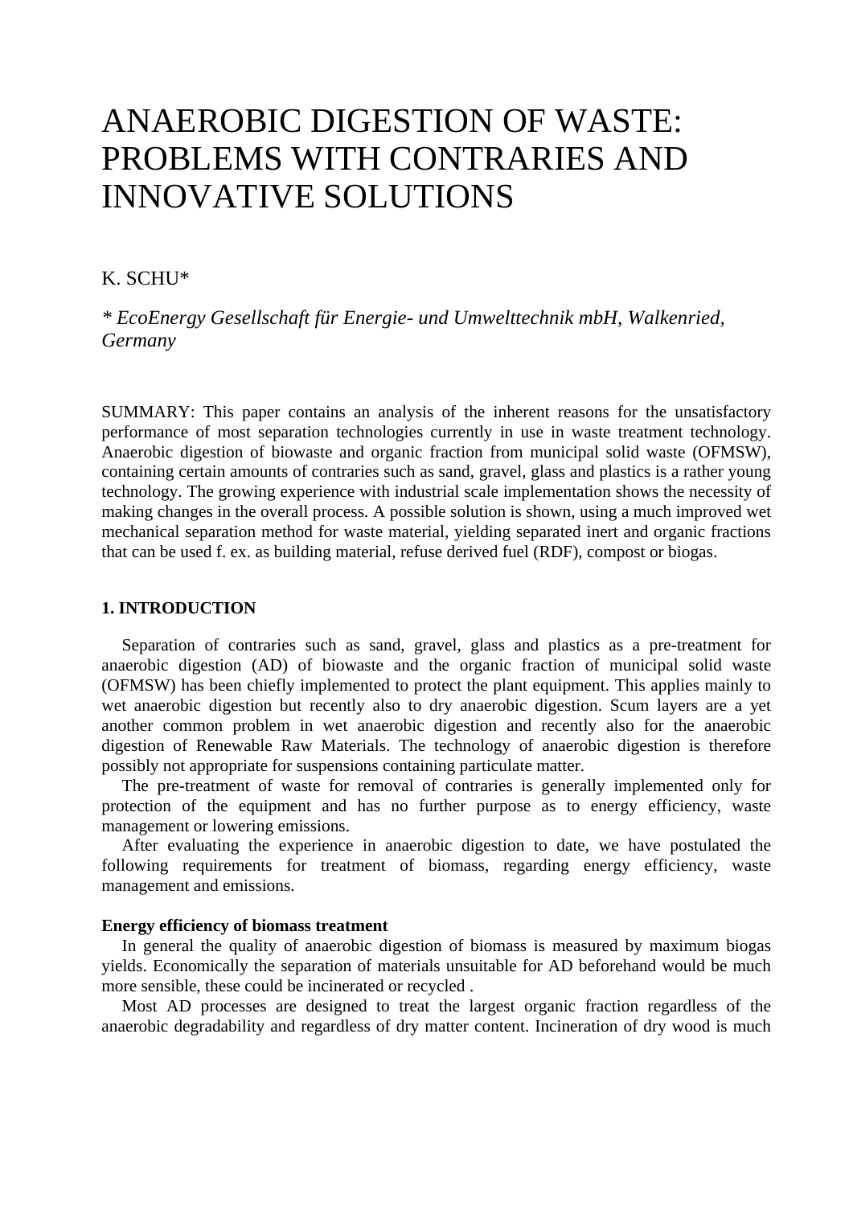# ANAEROBIC DIGESTION OF WASTE: PROBLEMS WITH CONTRARIES AND INNOVATIVE SOLUTIONS

K. SCHU*

*\* EcoEnergy Gesellschaft für Energie- und Umwelttechnik mbH, Walkenried, Germany*

SUMMARY: This paper contains an analysis of the inherent reasons for the unsatisfactory performance of most separation technologies currently in use in waste treatment technology. Anaerobic digestion of biowaste and organic fraction from municipal solid waste (OFMSW), containing certain amounts of contraries such as sand, gravel, glass and plastics is a rather young technology. The growing experience with industrial scale implementation shows the necessity of making changes in the overall process. A possible solution is shown, using a much improved wet mechanical separation method for waste material, yielding separated inert and organic fractions that can be used f. ex. as building material, refuse derived fuel (RDF), compost or biogas.

## 1. INTRODUCTION

Separation of contraries such as sand, gravel, glass and plastics as a pre-treatment for anaerobic digestion (AD) of biowaste and the organic fraction of municipal solid waste (OFMSW) has been chiefly implemented to protect the plant equipment. This applies mainly to wet anaerobic digestion but recently also to dry anaerobic digestion. Scum layers are a yet another common problem in wet anaerobic digestion and recently also for the anaerobic digestion of Renewable Raw Materials. The technology of anaerobic digestion is therefore possibly not appropriate for suspensions containing particulate matter.

The pre-treatment of waste for removal of contraries is generally implemented only for protection of the equipment and has no further purpose as to energy efficiency, waste management or lowering emissions.

After evaluating the experience in anaerobic digestion to date, we have postulated the following requirements for treatment of biomass, regarding energy efficiency, waste management and emissions.

**Energy efficiency of biomass treatment**

In general the quality of anaerobic digestion of biomass is measured by maximum biogas yields. Economically the separation of materials unsuitable for AD beforehand would be much more sensible, these could be incinerated or recycled .

Most AD processes are designed to treat the largest organic fraction regardless of the anaerobic degradability and regardless of dry matter content. Incineration of dry wood is much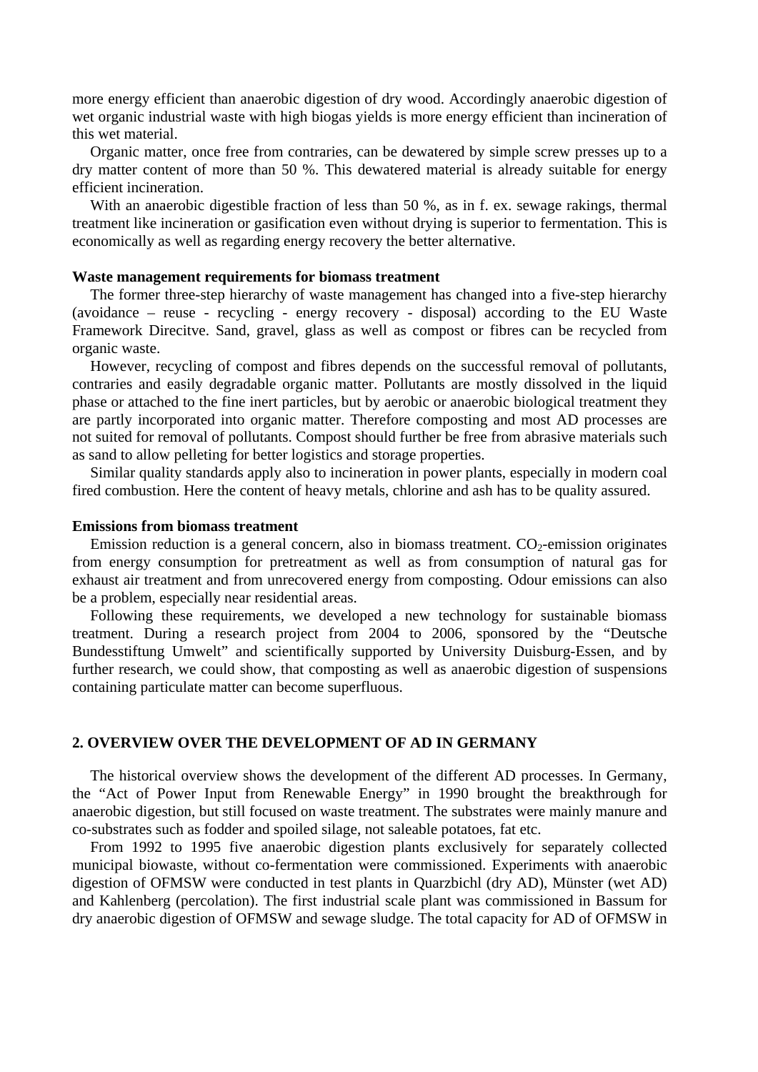more energy efficient than anaerobic digestion of dry wood. Accordingly anaerobic digestion of wet organic industrial waste with high biogas yields is more energy efficient than incineration of this wet material.

Organic matter, once free from contraries, can be dewatered by simple screw presses up to a dry matter content of more than 50 %. This dewatered material is already suitable for energy efficient incineration.

With an anaerobic digestible fraction of less than 50 %, as in f. ex. sewage rakings, thermal treatment like incineration or gasification even without drying is superior to fermentation. This is economically as well as regarding energy recovery the better alternative.

**Waste management requirements for biomass treatment**

The former three-step hierarchy of waste management has changed into a five-step hierarchy (avoidance – reuse - recycling - energy recovery - disposal) according to the EU Waste Framework Direcitve. Sand, gravel, glass as well as compost or fibres can be recycled from organic waste.

However, recycling of compost and fibres depends on the successful removal of pollutants, contraries and easily degradable organic matter. Pollutants are mostly dissolved in the liquid phase or attached to the fine inert particles, but by aerobic or anaerobic biological treatment they are partly incorporated into organic matter. Therefore composting and most AD processes are not suited for removal of pollutants. Compost should further be free from abrasive materials such as sand to allow pelleting for better logistics and storage properties.

Similar quality standards apply also to incineration in power plants, especially in modern coal fired combustion. Here the content of heavy metals, chlorine and ash has to be quality assured.

**Emissions from biomass treatment**

Emission reduction is a general concern, also in biomass treatment. $CO_2$-emission originates from energy consumption for pretreatment as well as from consumption of natural gas for exhaust air treatment and from unrecovered energy from composting. Odour emissions can also be a problem, especially near residential areas.

Following these requirements, we developed a new technology for sustainable biomass treatment. During a research project from 2004 to 2006, sponsored by the "Deutsche Bundesstiftung Umwelt" and scientifically supported by University Duisburg-Essen, and by further research, we could show, that composting as well as anaerobic digestion of suspensions containing particulate matter can become superfluous.

## 2. OVERVIEW OVER THE DEVELOPMENT OF AD IN GERMANY

The historical overview shows the development of the different AD processes. In Germany, the "Act of Power Input from Renewable Energy" in 1990 brought the breakthrough for anaerobic digestion, but still focused on waste treatment. The substrates were mainly manure and co-substrates such as fodder and spoiled silage, not saleable potatoes, fat etc.

From 1992 to 1995 five anaerobic digestion plants exclusively for separately collected municipal biowaste, without co-fermentation were commissioned. Experiments with anaerobic digestion of OFMSW were conducted in test plants in Quarzbichl (dry AD), Münster (wet AD) and Kahlenberg (percolation). The first industrial scale plant was commissioned in Bassum for dry anaerobic digestion of OFMSW and sewage sludge. The total capacity for AD of OFMSW in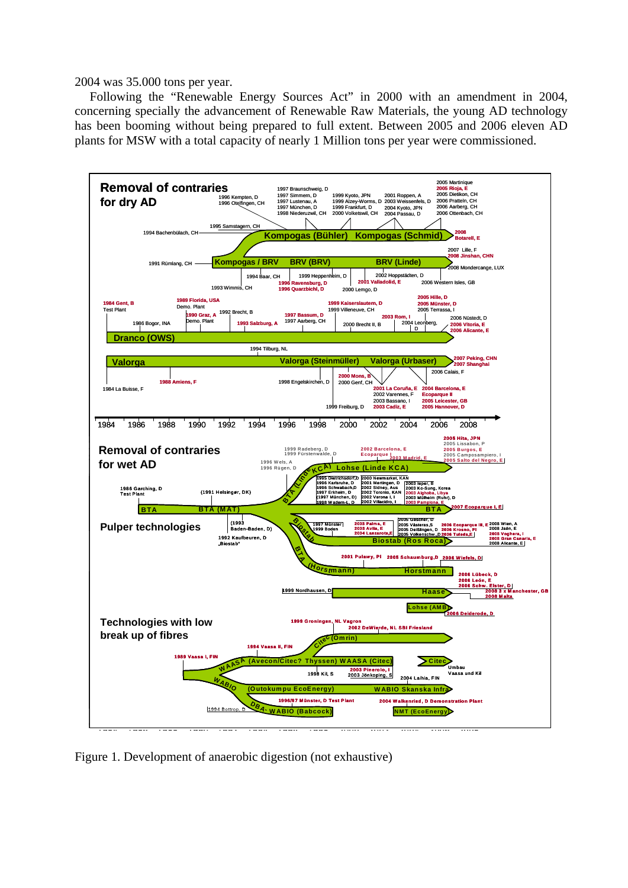2004 was 35.000 tons per year.

Following the "Renewable Energy Sources Act" in 2000 with an amendment in 2004, concerning specially the advancement of Renewable Raw Materials, the young AD technology has been booming without being prepared to full extent. Between 2005 and 2006 eleven AD plants for MSW with a total capacity of nearly 1 Million tons per year were commissioned.

Figure 1. Development of anaerobic digestion (not exhaustive)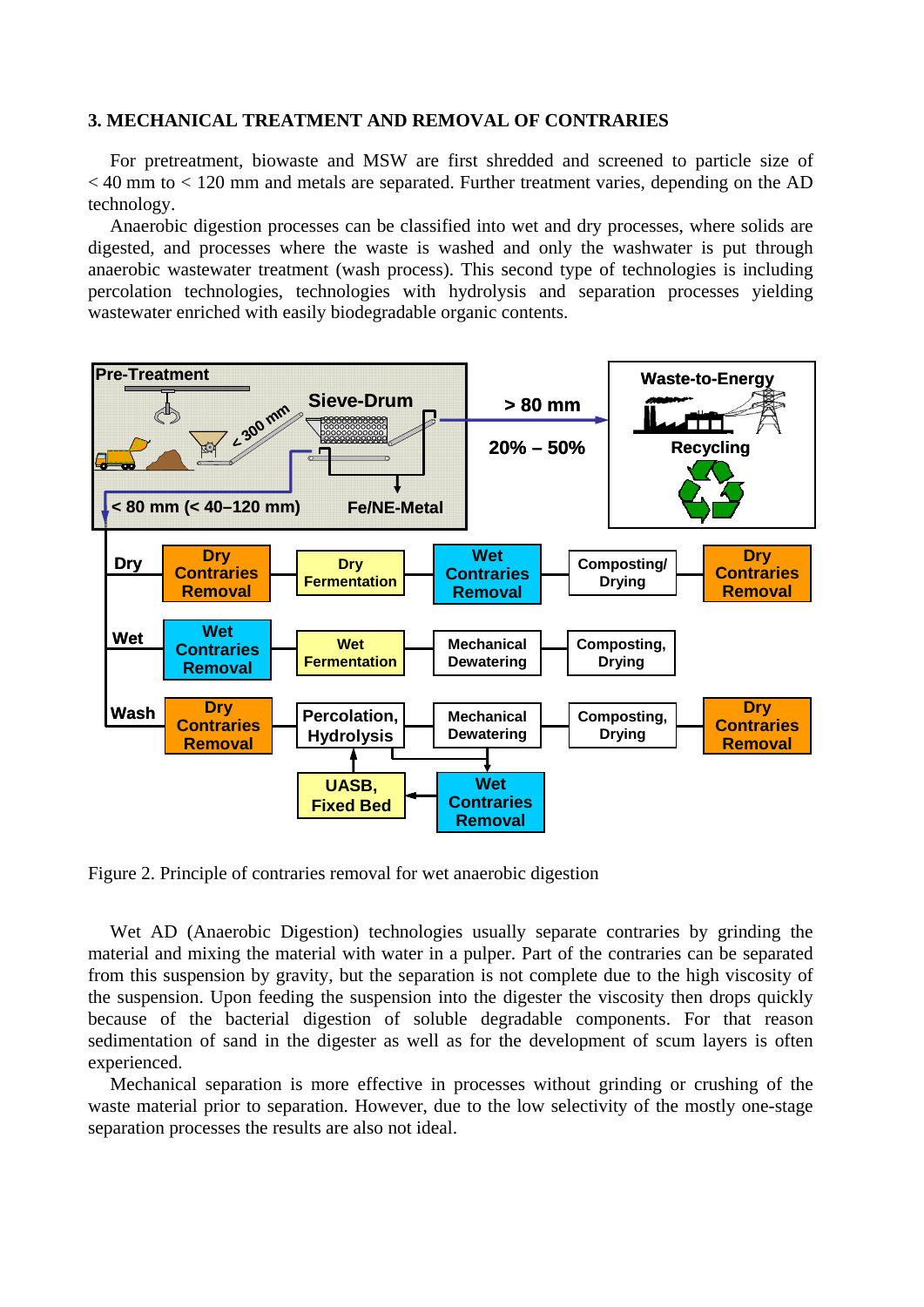## 3. MECHANICAL TREATMENT AND REMOVAL OF CONTRARIES

For pretreatment, biowaste and MSW are first shredded and screened to particle size of < 40 mm to < 120 mm and metals are separated. Further treatment varies, depending on the AD technology.

Anaerobic digestion processes can be classified into wet and dry processes, where solids are digested, and processes where the waste is washed and only the washwater is put through anaerobic wastewater treatment (wash process). This second type of technologies is including percolation technologies, technologies with hydrolysis and separation processes yielding wastewater enriched with easily biodegradable organic contents.

Figure 2. Principle of contraries removal for wet anaerobic digestion

Wet AD (Anaerobic Digestion) technologies usually separate contraries by grinding the material and mixing the material with water in a pulper. Part of the contraries can be separated from this suspension by gravity, but the separation is not complete due to the high viscosity of the suspension. Upon feeding the suspension into the digester the viscosity then drops quickly because of the bacterial digestion of soluble degradable components. For that reason sedimentation of sand in the digester as well as for the development of scum layers is often experienced.

Mechanical separation is more effective in processes without grinding or crushing of the waste material prior to separation. However, due to the low selectivity of the mostly one-stage separation processes the results are also not ideal.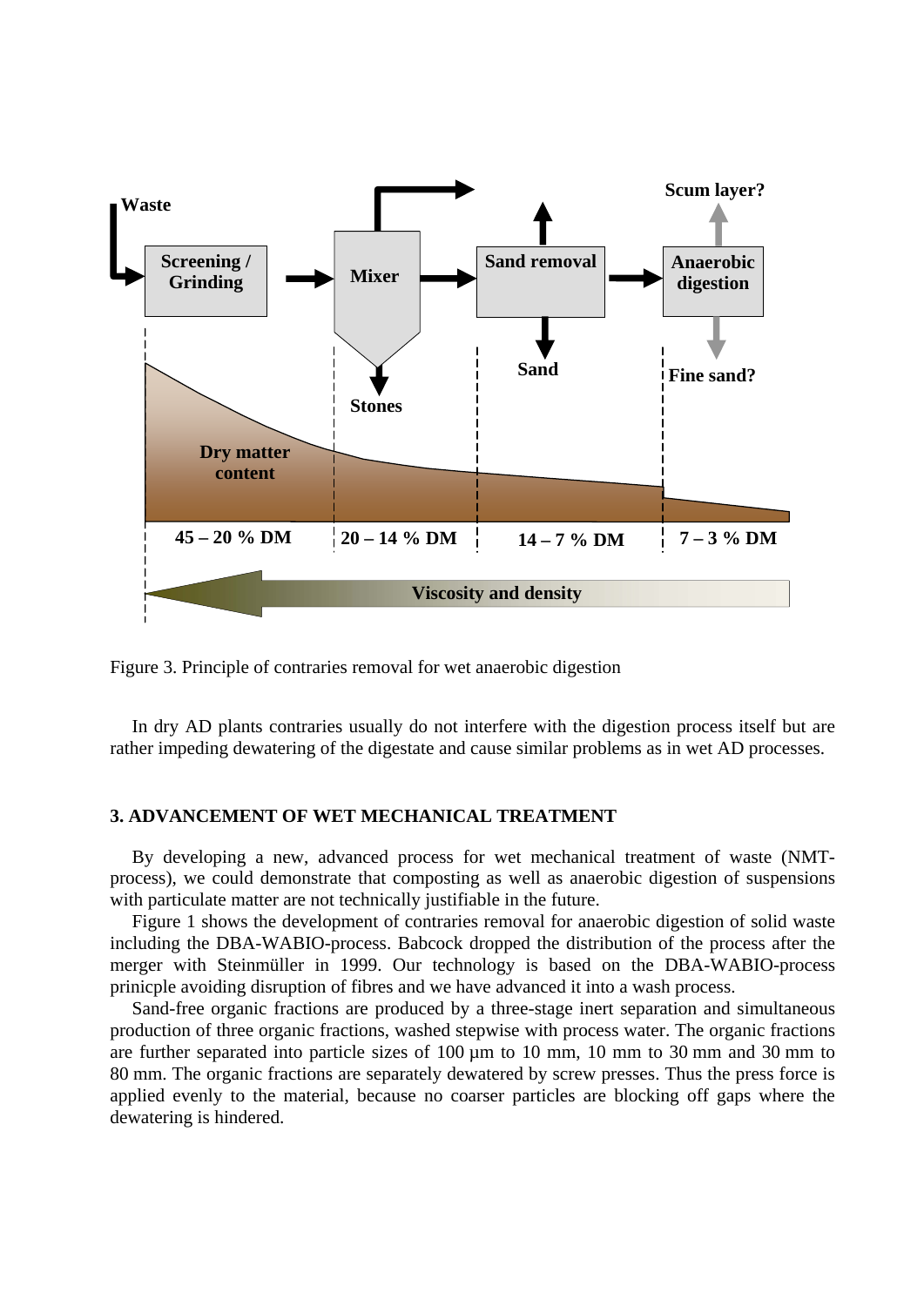Figure 3. Principle of contraries removal for wet anaerobic digestion

In dry AD plants contraries usually do not interfere with the digestion process itself but are rather impeding dewatering of the digestate and cause similar problems as in wet AD processes.

### 3. ADVANCEMENT OF WET MECHANICAL TREATMENT

By developing a new, advanced process for wet mechanical treatment of waste (NMT-process), we could demonstrate that composting as well as anaerobic digestion of suspensions with particulate matter are not technically justifiable in the future.

Figure 1 shows the development of contraries removal for anaerobic digestion of solid waste including the DBA-WABIO-process. Babcock dropped the distribution of the process after the merger with Steinmüller in 1999. Our technology is based on the DBA-WABIO-process prinicple avoiding disruption of fibres and we have advanced it into a wash process.

Sand-free organic fractions are produced by a three-stage inert separation and simultaneous production of three organic fractions, washed stepwise with process water. The organic fractions are further separated into particle sizes of 100 µm to 10 mm, 10 mm to 30 mm and 30 mm to 80 mm. The organic fractions are separately dewatered by screw presses. Thus the press force is applied evenly to the material, because no coarser particles are blocking off gaps where the dewatering is hindered.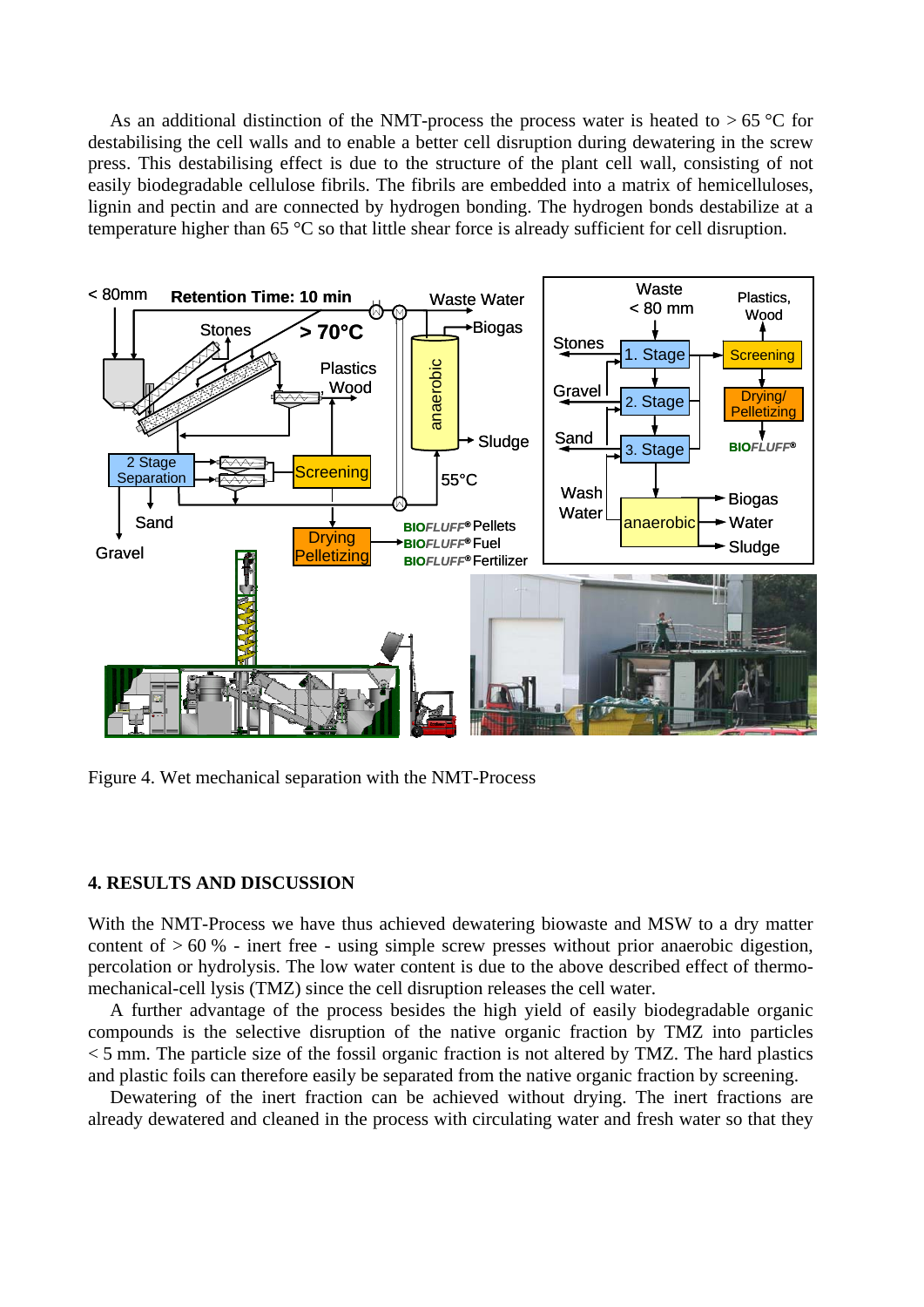As an additional distinction of the NMT-process the process water is heated to > 65 °C for destabilising the cell walls and to enable a better cell disruption during dewatering in the screw press. This destabilising effect is due to the structure of the plant cell wall, consisting of not easily biodegradable cellulose fibrils. The fibrils are embedded into a matrix of hemicelluloses, lignin and pectin and are connected by hydrogen bonding. The hydrogen bonds destabilize at a temperature higher than 65 °C so that little shear force is already sufficient for cell disruption.

Figure 4. Wet mechanical separation with the NMT-Process

## 4. RESULTS AND DISCUSSION

With the NMT-Process we have thus achieved dewatering biowaste and MSW to a dry matter content of > 60 % - inert free - using simple screw presses without prior anaerobic digestion, percolation or hydrolysis. The low water content is due to the above described effect of thermo-mechanical-cell lysis (TMZ) since the cell disruption releases the cell water.

A further advantage of the process besides the high yield of easily biodegradable organic compounds is the selective disruption of the native organic fraction by TMZ into particles < 5 mm. The particle size of the fossil organic fraction is not altered by TMZ. The hard plastics and plastic foils can therefore easily be separated from the native organic fraction by screening.

Dewatering of the inert fraction can be achieved without drying. The inert fractions are already dewatered and cleaned in the process with circulating water and fresh water so that they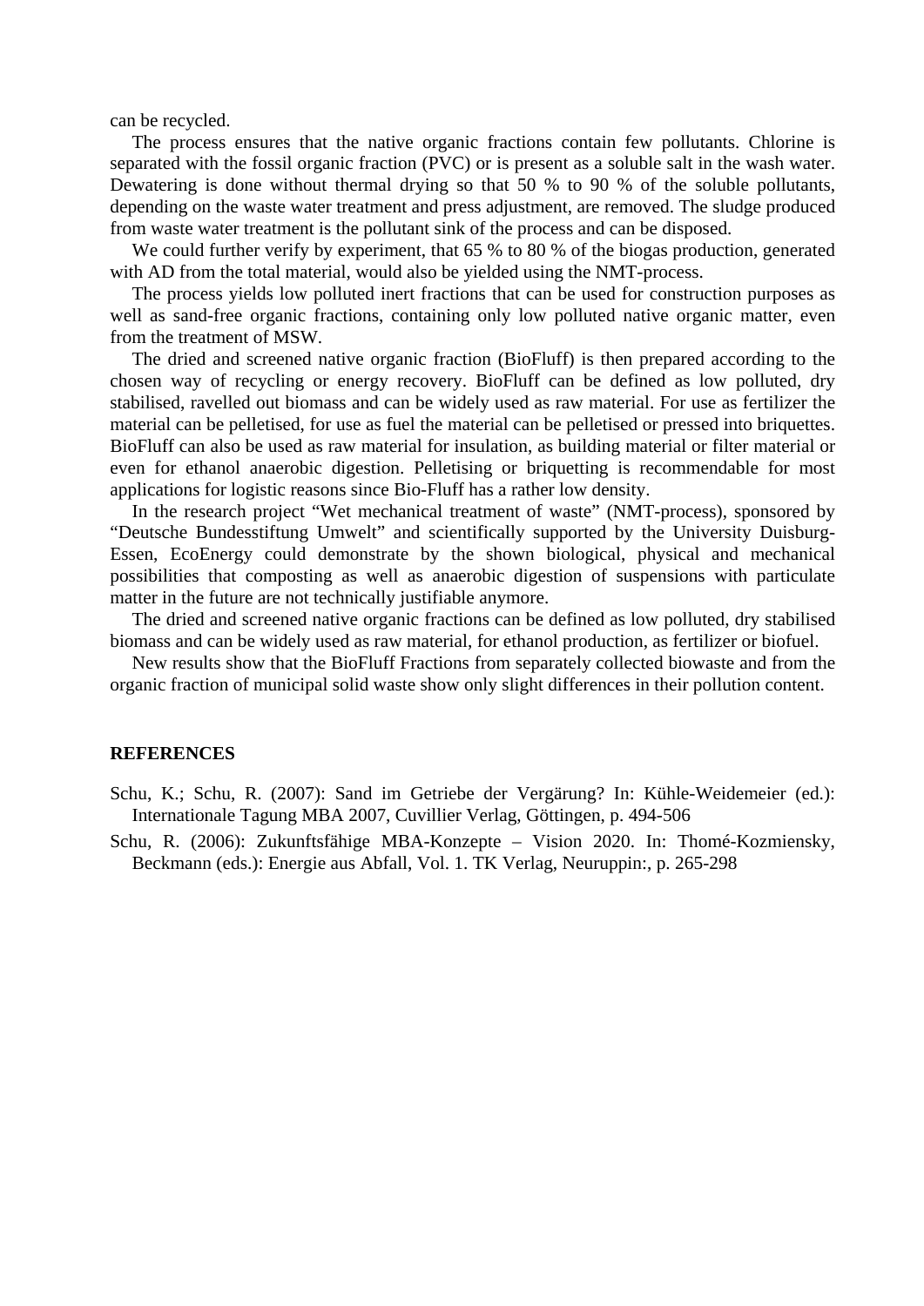can be recycled.

The process ensures that the native organic fractions contain few pollutants. Chlorine is separated with the fossil organic fraction (PVC) or is present as a soluble salt in the wash water. Dewatering is done without thermal drying so that 50 % to 90 % of the soluble pollutants, depending on the waste water treatment and press adjustment, are removed. The sludge produced from waste water treatment is the pollutant sink of the process and can be disposed.

We could further verify by experiment, that 65 % to 80 % of the biogas production, generated with AD from the total material, would also be yielded using the NMT-process.

The process yields low polluted inert fractions that can be used for construction purposes as well as sand-free organic fractions, containing only low polluted native organic matter, even from the treatment of MSW.

The dried and screened native organic fraction (BioFluff) is then prepared according to the chosen way of recycling or energy recovery. BioFluff can be defined as low polluted, dry stabilised, ravelled out biomass and can be widely used as raw material. For use as fertilizer the material can be pelletised, for use as fuel the material can be pelletised or pressed into briquettes. BioFluff can also be used as raw material for insulation, as building material or filter material or even for ethanol anaerobic digestion. Pelletising or briquetting is recommendable for most applications for logistic reasons since Bio-Fluff has a rather low density.

In the research project "Wet mechanical treatment of waste" (NMT-process), sponsored by "Deutsche Bundesstiftung Umwelt" and scientifically supported by the University Duisburg-Essen, EcoEnergy could demonstrate by the shown biological, physical and mechanical possibilities that composting as well as anaerobic digestion of suspensions with particulate matter in the future are not technically justifiable anymore.

The dried and screened native organic fractions can be defined as low polluted, dry stabilised biomass and can be widely used as raw material, for ethanol production, as fertilizer or biofuel.

New results show that the BioFluff Fractions from separately collected biowaste and from the organic fraction of municipal solid waste show only slight differences in their pollution content.

## REFERENCES

Schu, K.; Schu, R. (2007): Sand im Getriebe der Vergärung? In: Kühle-Weidemeier (ed.): Internationale Tagung MBA 2007, Cuvillier Verlag, Göttingen, p. 494-506

Schu, R. (2006): Zukunftsfähige MBA-Konzepte – Vision 2020. In: Thomé-Kozmiensky, Beckmann (eds.): Energie aus Abfall, Vol. 1. TK Verlag, Neuruppin:, p. 265-298